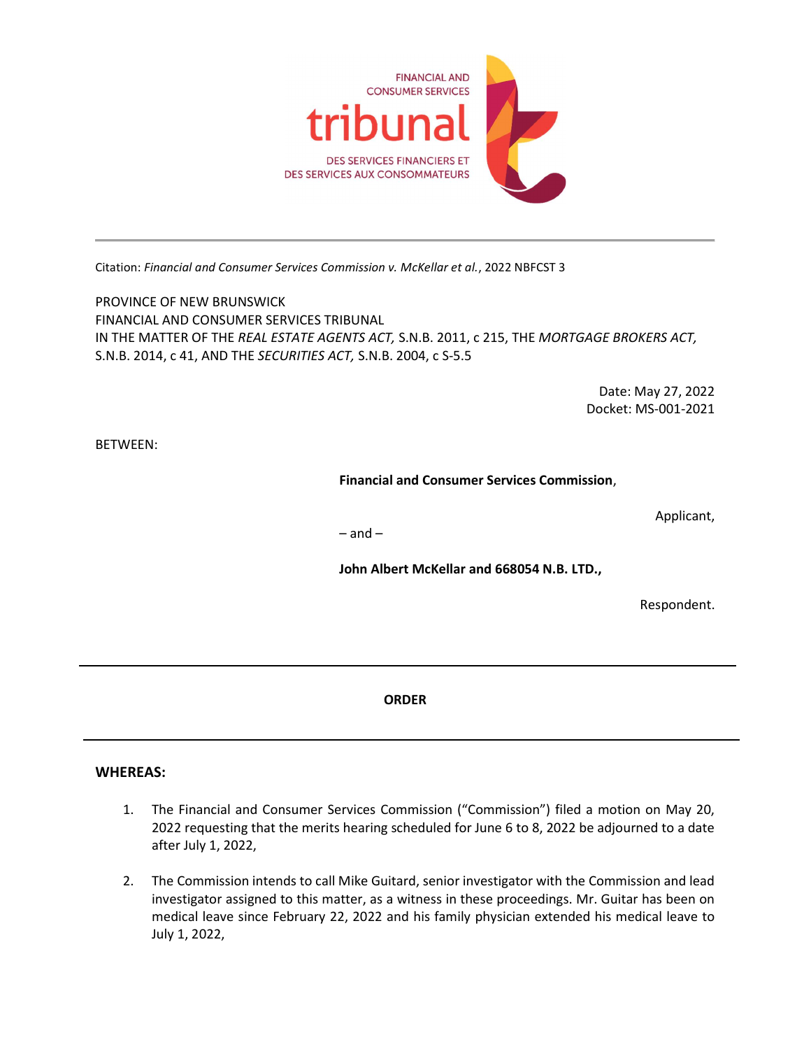FINANCIAL AND CONSUMER SERVICES

tribunal

DES SERVICES FINANCIERS ET DES SERVICES AUX CONSOMMATEURS

---

Citation: *Financial and Consumer Services Commission v. McKellar et al.*, 2022 NBFCST 3

PROVINCE OF NEW BRUNSWICK
FINANCIAL AND CONSUMER SERVICES TRIBUNAL
IN THE MATTER OF THE *REAL ESTATE AGENTS ACT,* S.N.B. 2011, c 215, THE *MORTGAGE BROKERS ACT,* S.N.B. 2014, c 41, AND THE *SECURITIES ACT,* S.N.B. 2004, c S-5.5

Date: May 27, 2022
Docket: MS-001-2021

BETWEEN:

**Financial and Consumer Services Commission**,

Applicant,

– and –

**John Albert McKellar and 668054 N.B. LTD.,**

Respondent.

---

**ORDER**

---

**WHEREAS:**

1. The Financial and Consumer Services Commission ("Commission") filed a motion on May 20, 2022 requesting that the merits hearing scheduled for June 6 to 8, 2022 be adjourned to a date after July 1, 2022,

2. The Commission intends to call Mike Guitard, senior investigator with the Commission and lead investigator assigned to this matter, as a witness in these proceedings. Mr. Guitar has been on medical leave since February 22, 2022 and his family physician extended his medical leave to July 1, 2022,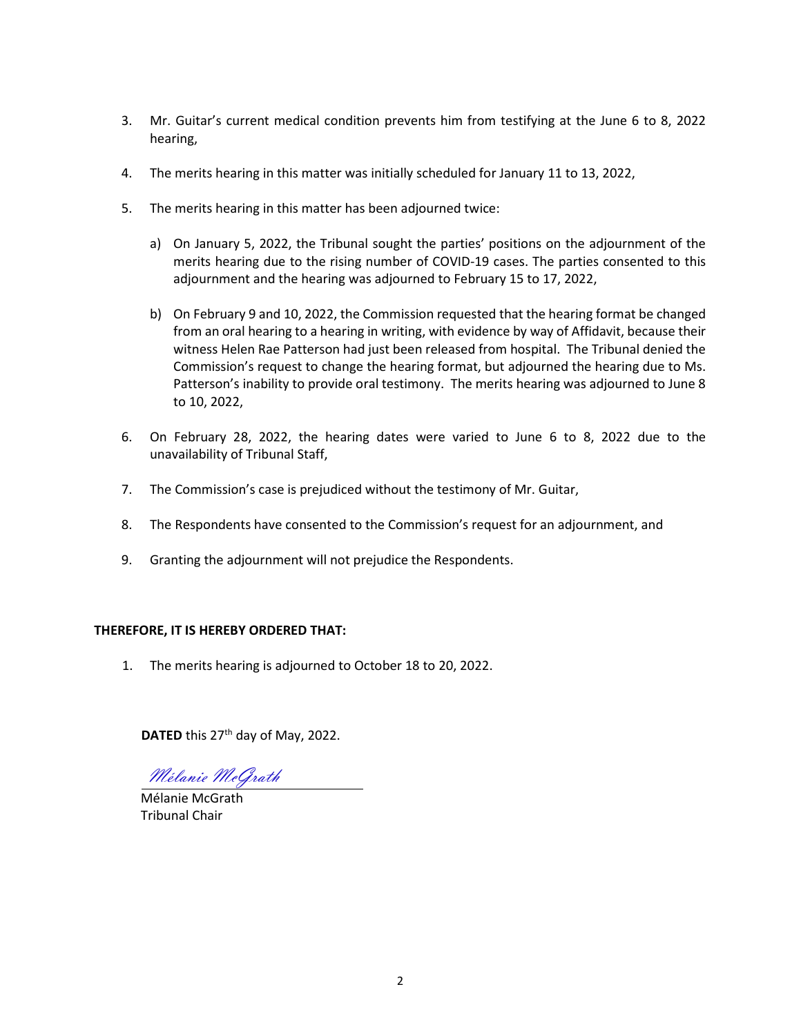3. Mr. Guitar's current medical condition prevents him from testifying at the June 6 to 8, 2022 hearing,

4. The merits hearing in this matter was initially scheduled for January 11 to 13, 2022,

5. The merits hearing in this matter has been adjourned twice:

   a) On January 5, 2022, the Tribunal sought the parties' positions on the adjournment of the merits hearing due to the rising number of COVID-19 cases. The parties consented to this adjournment and the hearing was adjourned to February 15 to 17, 2022,

   b) On February 9 and 10, 2022, the Commission requested that the hearing format be changed from an oral hearing to a hearing in writing, with evidence by way of Affidavit, because their witness Helen Rae Patterson had just been released from hospital. The Tribunal denied the Commission's request to change the hearing format, but adjourned the hearing due to Ms. Patterson's inability to provide oral testimony. The merits hearing was adjourned to June 8 to 10, 2022,

6. On February 28, 2022, the hearing dates were varied to June 6 to 8, 2022 due to the unavailability of Tribunal Staff,

7. The Commission's case is prejudiced without the testimony of Mr. Guitar,

8. The Respondents have consented to the Commission's request for an adjournment, and

9. Granting the adjournment will not prejudice the Respondents.

**THEREFORE, IT IS HEREBY ORDERED THAT:**

1. The merits hearing is adjourned to October 18 to 20, 2022.

**DATED** this 27th day of May, 2022.

*Mélanie McGrath*

Mélanie McGrath
Tribunal Chair